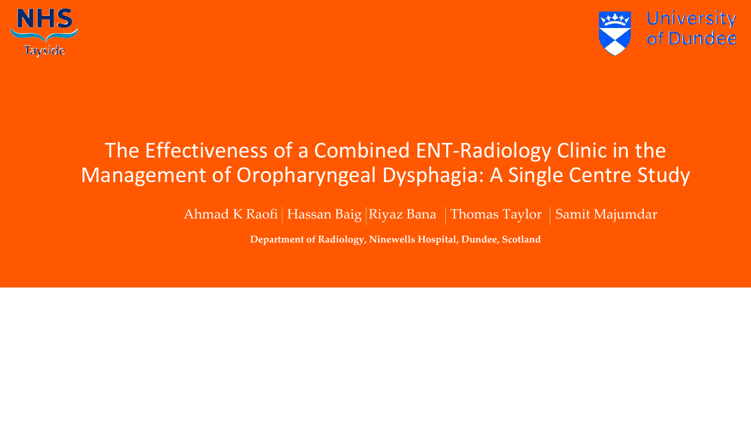NHS Tayside

University of Dundee

# The Effectiveness of a Combined ENT-Radiology Clinic in the Management of Oropharyngeal Dysphagia: A Single Centre Study

Ahmad K Raofi | Hassan Baig | Riyaz Bana | Thomas Taylor | Samit Majumdar

**Department of Radiology, Ninewells Hospital, Dundee, Scotland**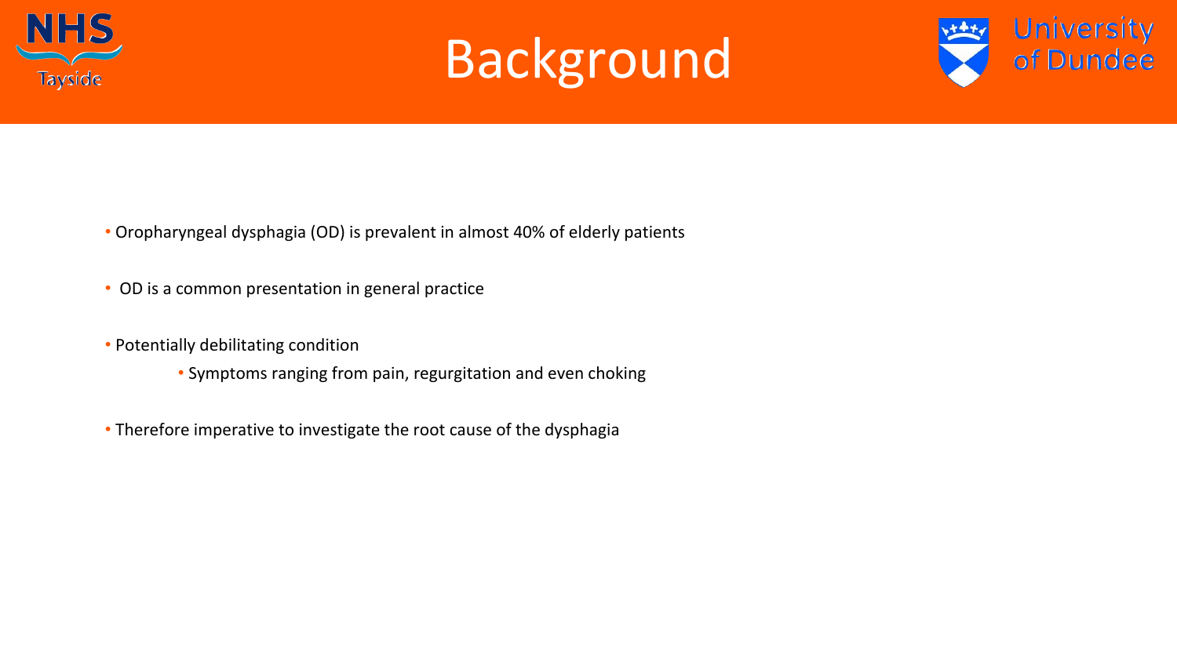# Background

- Oropharyngeal dysphagia (OD) is prevalent in almost 40% of elderly patients
- OD is a common presentation in general practice
- Potentially debilitating condition
  - Symptoms ranging from pain, regurgitation and even choking
- Therefore imperative to investigate the root cause of the dysphagia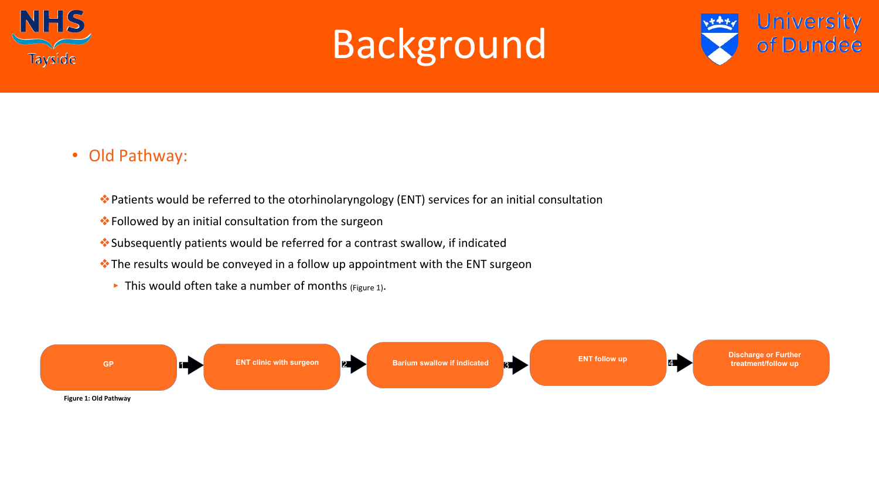# Background

- Old Pathway:
  - Patients would be referred to the otorhinolaryngology (ENT) services for an initial consultation
  - Followed by an initial consultation from the surgeon
  - Subsequently patients would be referred for a contrast swallow, if indicated
  - The results would be conveyed in a follow up appointment with the ENT surgeon
    - This would often take a number of months (Figure 1).

GP → 1 → ENT clinic with surgeon → 2 → Barium swallow if indicated → 3 → ENT follow up → 4 → Discharge or Further treatment/follow up

Figure 1: Old Pathway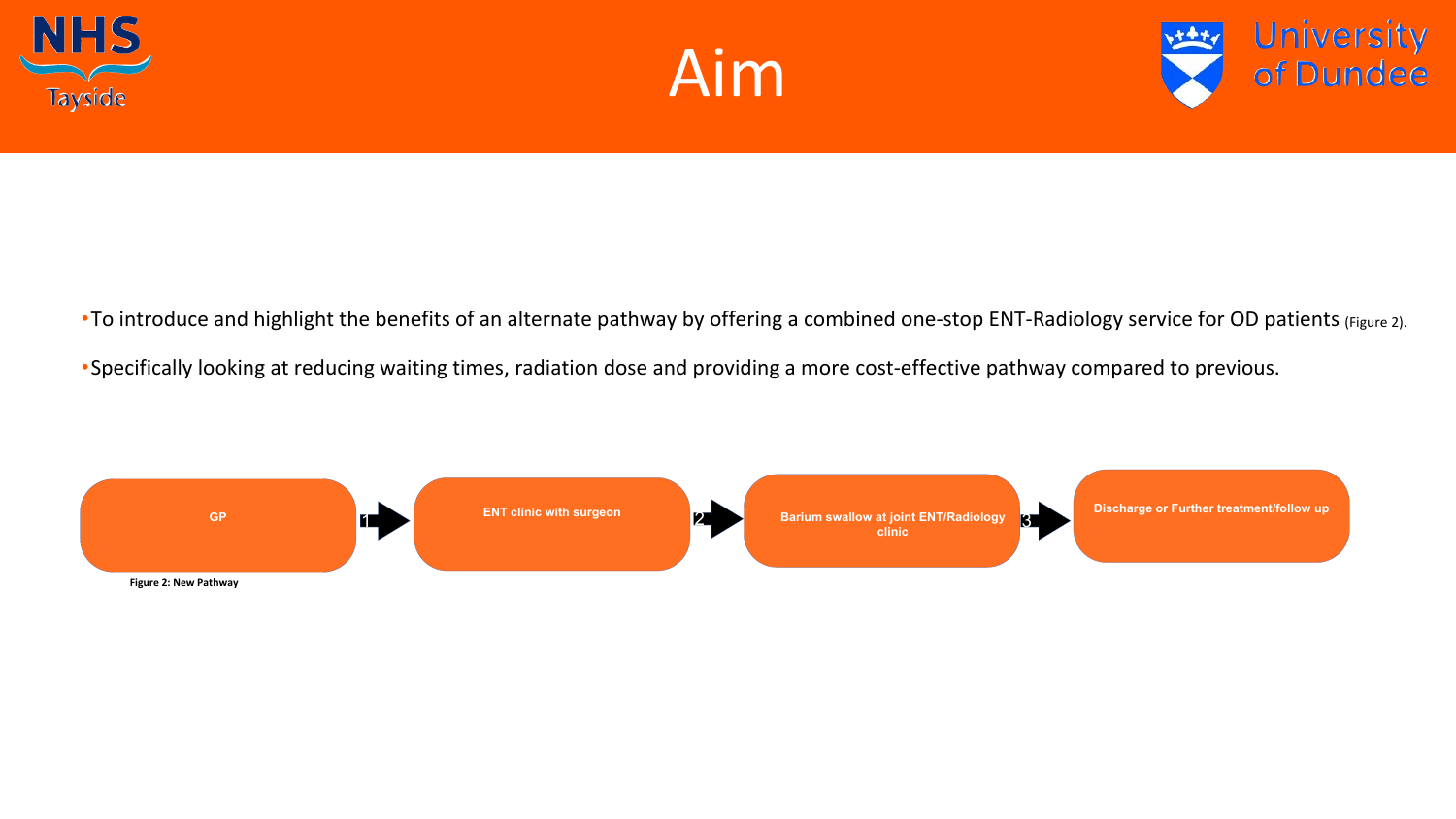# Aim

- To introduce and highlight the benefits of an alternate pathway by offering a combined one-stop ENT-Radiology service for OD patients (Figure 2).
- Specifically looking at reducing waiting times, radiation dose and providing a more cost-effective pathway compared to previous.

GP → 1 → ENT clinic with surgeon → 2 → Barium swallow at joint ENT/Radiology clinic → 3 → Discharge or Further treatment/follow up

**Figure 2: New Pathway**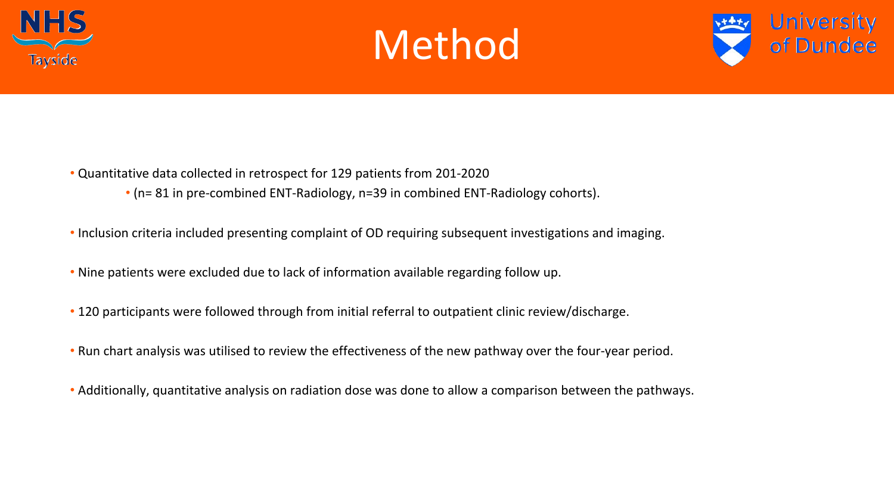# Method

- Quantitative data collected in retrospect for 129 patients from 201-2020
  - (n= 81 in pre-combined ENT-Radiology, n=39 in combined ENT-Radiology cohorts).
- Inclusion criteria included presenting complaint of OD requiring subsequent investigations and imaging.
- Nine patients were excluded due to lack of information available regarding follow up.
- 120 participants were followed through from initial referral to outpatient clinic review/discharge.
- Run chart analysis was utilised to review the effectiveness of the new pathway over the four-year period.
- Additionally, quantitative analysis on radiation dose was done to allow a comparison between the pathways.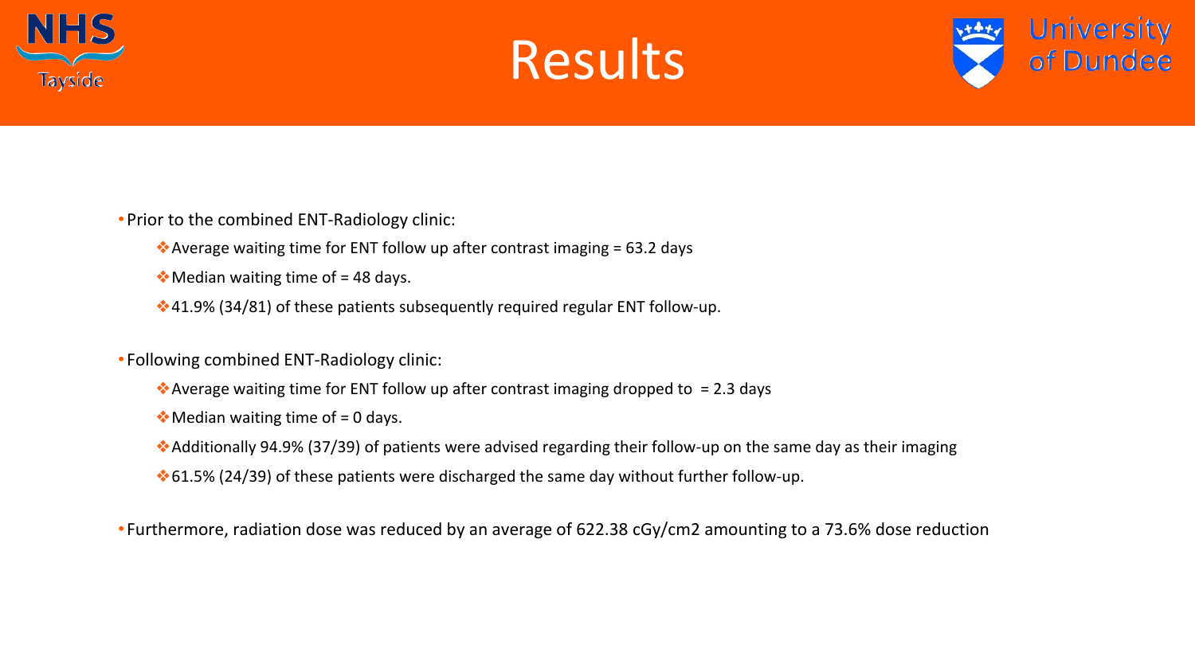# Results

- Prior to the combined ENT-Radiology clinic:
  - Average waiting time for ENT follow up after contrast imaging = 63.2 days
  - Median waiting time of = 48 days.
  - 41.9% (34/81) of these patients subsequently required regular ENT follow-up.

- Following combined ENT-Radiology clinic:
  - Average waiting time for ENT follow up after contrast imaging dropped to = 2.3 days
  - Median waiting time of = 0 days.
  - Additionally 94.9% (37/39) of patients were advised regarding their follow-up on the same day as their imaging
  - 61.5% (24/39) of these patients were discharged the same day without further follow-up.

- Furthermore, radiation dose was reduced by an average of 622.38 $cGy/cm^2$ amounting to a 73.6% dose reduction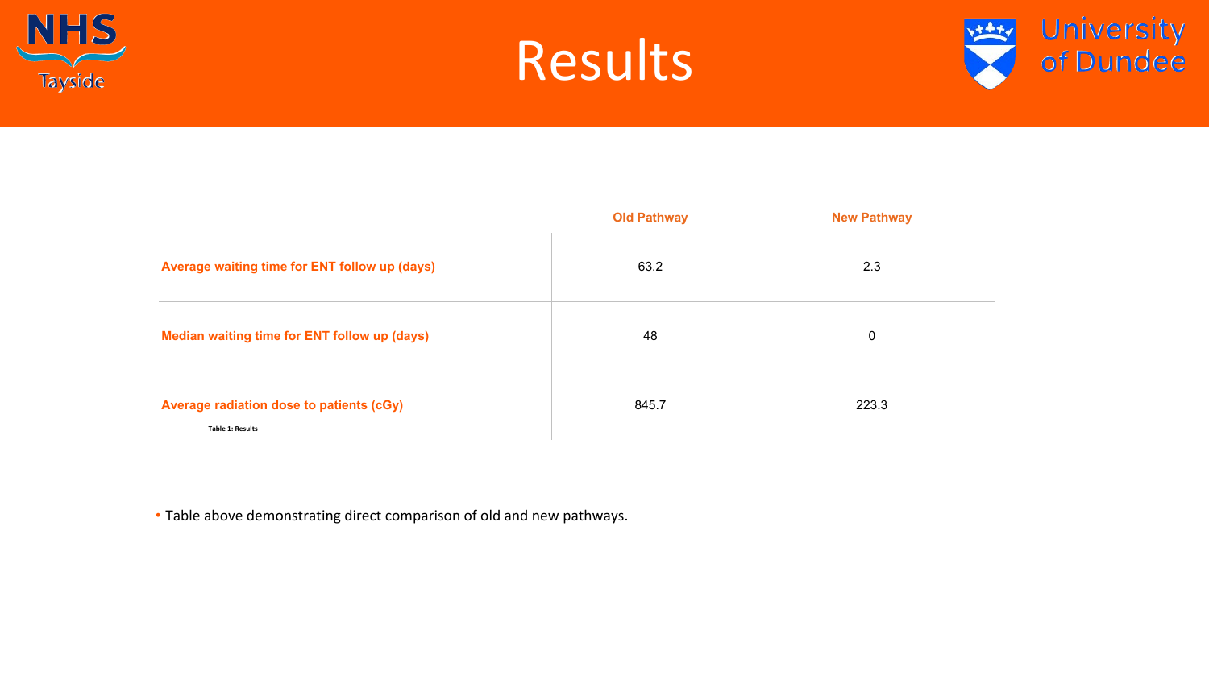# Results

|  | Old Pathway | New Pathway |
|---|---|---|
| **Average waiting time for ENT follow up (days)** | 63.2 | 2.3 |
| **Median waiting time for ENT follow up (days)** | 48 | 0 |
| **Average radiation dose to patients (cGy)** | 845.7 | 223.3 |

**Table 1: Results**

- Table above demonstrating direct comparison of old and new pathways.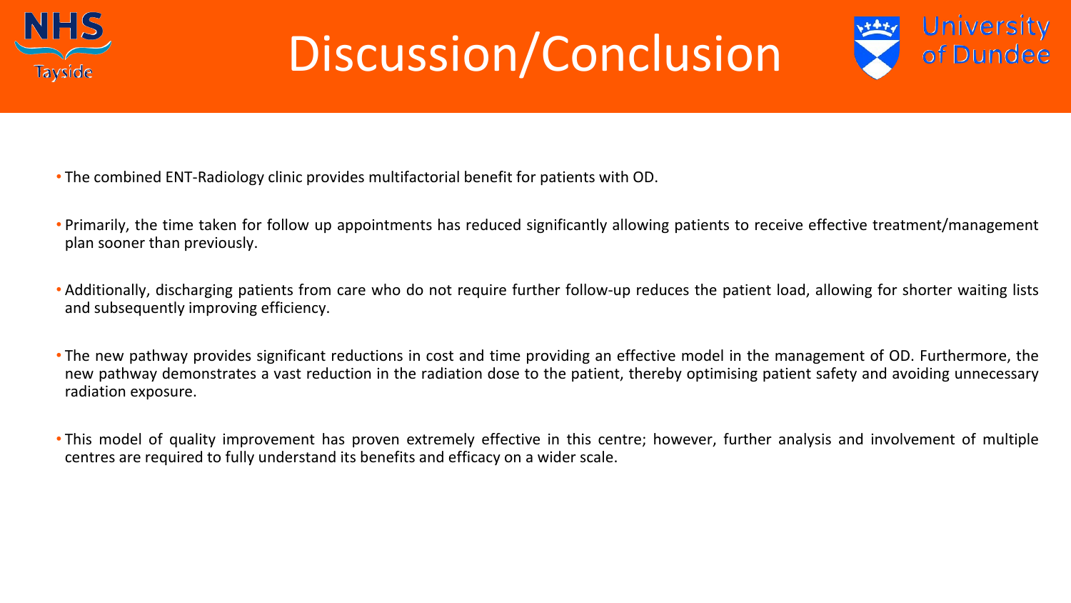# Discussion/Conclusion

- The combined ENT-Radiology clinic provides multifactorial benefit for patients with OD.
- Primarily, the time taken for follow up appointments has reduced significantly allowing patients to receive effective treatment/management plan sooner than previously.
- Additionally, discharging patients from care who do not require further follow-up reduces the patient load, allowing for shorter waiting lists and subsequently improving efficiency.
- The new pathway provides significant reductions in cost and time providing an effective model in the management of OD. Furthermore, the new pathway demonstrates a vast reduction in the radiation dose to the patient, thereby optimising patient safety and avoiding unnecessary radiation exposure.
- This model of quality improvement has proven extremely effective in this centre; however, further analysis and involvement of multiple centres are required to fully understand its benefits and efficacy on a wider scale.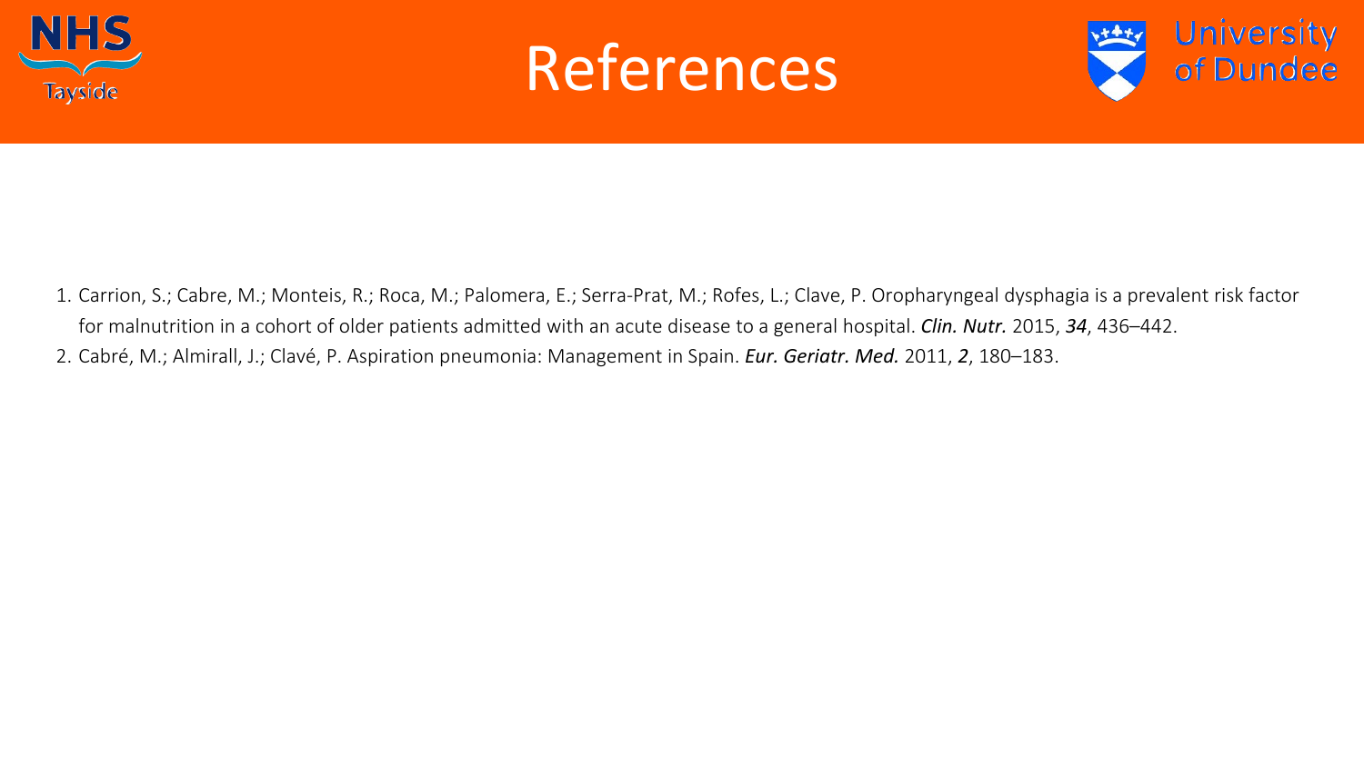# References

1. Carrion, S.; Cabre, M.; Monteis, R.; Roca, M.; Palomera, E.; Serra-Prat, M.; Rofes, L.; Clave, P. Oropharyngeal dysphagia is a prevalent risk factor for malnutrition in a cohort of older patients admitted with an acute disease to a general hospital. ***Clin. Nutr.*** 2015, ***34***, 436–442.
2. Cabré, M.; Almirall, J.; Clavé, P. Aspiration pneumonia: Management in Spain. ***Eur. Geriatr. Med.*** 2011, ***2***, 180–183.